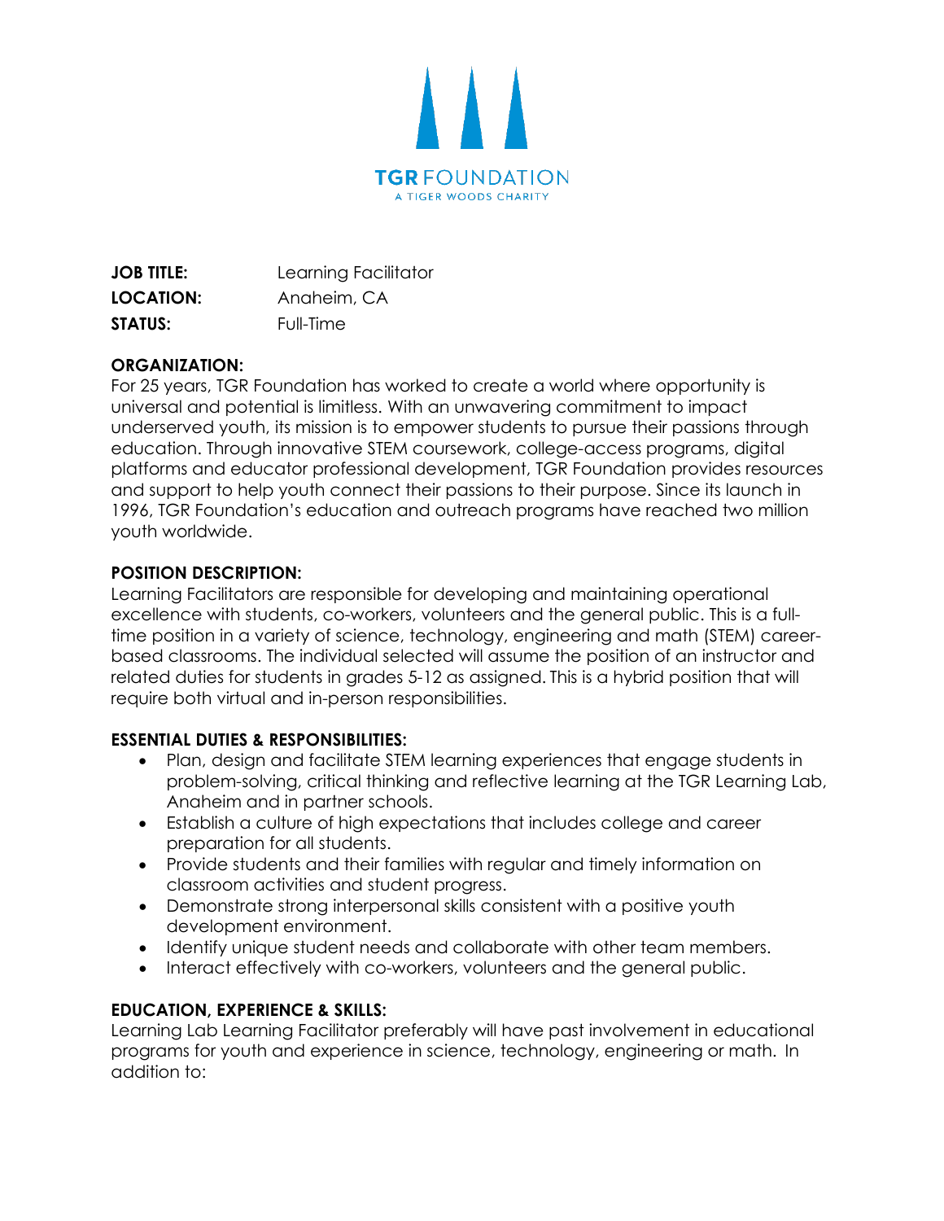TGR FOUNDATION
A TIGER WOODS CHARITY

**JOB TITLE:** Learning Facilitator
**LOCATION:** Anaheim, CA
**STATUS:** Full-Time

**ORGANIZATION:**
For 25 years, TGR Foundation has worked to create a world where opportunity is universal and potential is limitless. With an unwavering commitment to impact underserved youth, its mission is to empower students to pursue their passions through education. Through innovative STEM coursework, college-access programs, digital platforms and educator professional development, TGR Foundation provides resources and support to help youth connect their passions to their purpose. Since its launch in 1996, TGR Foundation's education and outreach programs have reached two million youth worldwide.

**POSITION DESCRIPTION:**
Learning Facilitators are responsible for developing and maintaining operational excellence with students, co-workers, volunteers and the general public. This is a full-time position in a variety of science, technology, engineering and math (STEM) career-based classrooms. The individual selected will assume the position of an instructor and related duties for students in grades 5-12 as assigned. This is a hybrid position that will require both virtual and in-person responsibilities.

**ESSENTIAL DUTIES & RESPONSIBILITIES:**

- Plan, design and facilitate STEM learning experiences that engage students in problem-solving, critical thinking and reflective learning at the TGR Learning Lab, Anaheim and in partner schools.
- Establish a culture of high expectations that includes college and career preparation for all students.
- Provide students and their families with regular and timely information on classroom activities and student progress.
- Demonstrate strong interpersonal skills consistent with a positive youth development environment.
- Identify unique student needs and collaborate with other team members.
- Interact effectively with co-workers, volunteers and the general public.

**EDUCATION, EXPERIENCE & SKILLS:**
Learning Lab Learning Facilitator preferably will have past involvement in educational programs for youth and experience in science, technology, engineering or math. In addition to: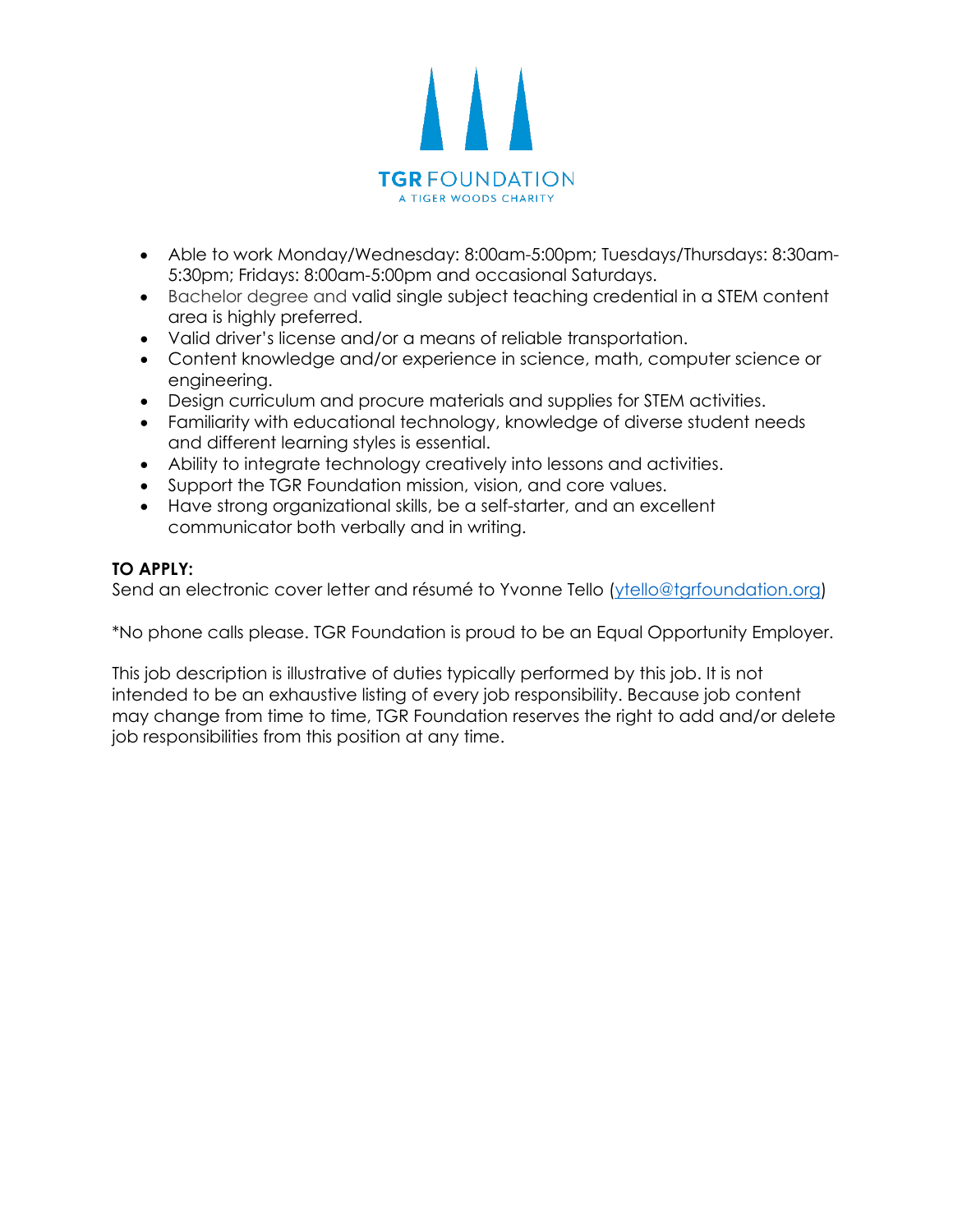- Able to work Monday/Wednesday: 8:00am-5:00pm; Tuesdays/Thursdays: 8:30am-5:30pm; Fridays: 8:00am-5:00pm and occasional Saturdays.
- Bachelor degree and valid single subject teaching credential in a STEM content area is highly preferred.
- Valid driver's license and/or a means of reliable transportation.
- Content knowledge and/or experience in science, math, computer science or engineering.
- Design curriculum and procure materials and supplies for STEM activities.
- Familiarity with educational technology, knowledge of diverse student needs and different learning styles is essential.
- Ability to integrate technology creatively into lessons and activities.
- Support the TGR Foundation mission, vision, and core values.
- Have strong organizational skills, be a self-starter, and an excellent communicator both verbally and in writing.

**TO APPLY:**
Send an electronic cover letter and résumé to Yvonne Tello (ytello@tgrfoundation.org)

*No phone calls please. TGR Foundation is proud to be an Equal Opportunity Employer.

This job description is illustrative of duties typically performed by this job. It is not intended to be an exhaustive listing of every job responsibility. Because job content may change from time to time, TGR Foundation reserves the right to add and/or delete job responsibilities from this position at any time.